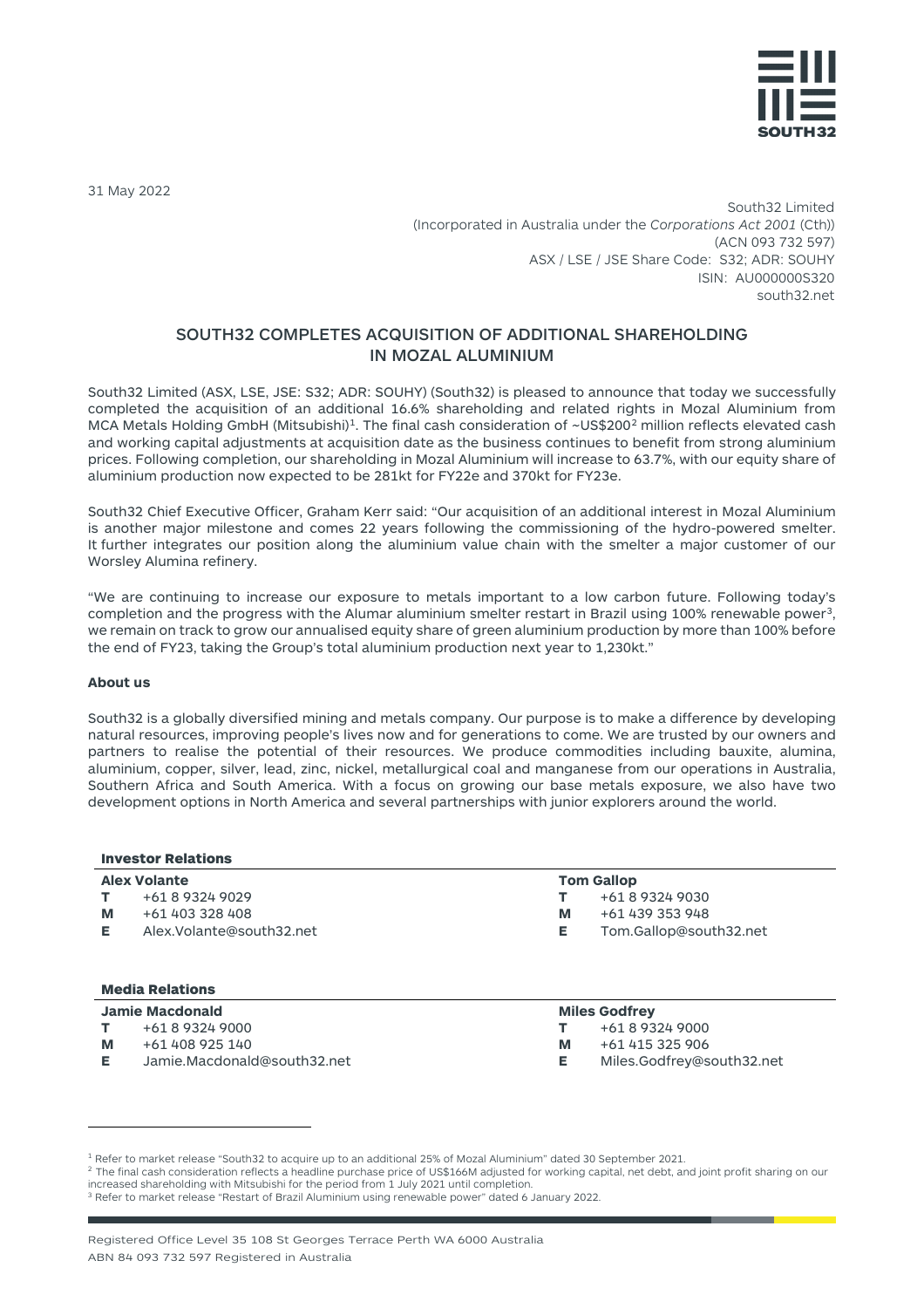31 May 2022

South32 Limited
(Incorporated in Australia under the *Corporations Act 2001* (Cth))
(ACN 093 732 597)
ASX / LSE / JSE Share Code: S32; ADR: SOUHY
ISIN: AU000000S320
south32.net

## SOUTH32 COMPLETES ACQUISITION OF ADDITIONAL SHAREHOLDING IN MOZAL ALUMINIUM

South32 Limited (ASX, LSE, JSE: S32; ADR: SOUHY) (South32) is pleased to announce that today we successfully completed the acquisition of an additional 16.6% shareholding and related rights in Mozal Aluminium from MCA Metals Holding GmbH (Mitsubishi)[1]. The final cash consideration of ~US$200[2] million reflects elevated cash and working capital adjustments at acquisition date as the business continues to benefit from strong aluminium prices. Following completion, our shareholding in Mozal Aluminium will increase to 63.7%, with our equity share of aluminium production now expected to be 281kt for FY22e and 370kt for FY23e.

South32 Chief Executive Officer, Graham Kerr said: "Our acquisition of an additional interest in Mozal Aluminium is another major milestone and comes 22 years following the commissioning of the hydro-powered smelter. It further integrates our position along the aluminium value chain with the smelter a major customer of our Worsley Alumina refinery.

"We are continuing to increase our exposure to metals important to a low carbon future. Following today's completion and the progress with the Alumar aluminium smelter restart in Brazil using 100% renewable power[3], we remain on track to grow our annualised equity share of green aluminium production by more than 100% before the end of FY23, taking the Group's total aluminium production next year to 1,230kt."

**About us**

South32 is a globally diversified mining and metals company. Our purpose is to make a difference by developing natural resources, improving people's lives now and for generations to come. We are trusted by our owners and partners to realise the potential of their resources. We produce commodities including bauxite, alumina, aluminium, copper, silver, lead, zinc, nickel, metallurgical coal and manganese from our operations in Australia, Southern Africa and South America. With a focus on growing our base metals exposure, we also have two development options in North America and several partnerships with junior explorers around the world.

**Investor Relations**

| **Alex Volante** | | **Tom Gallop** | |
|---|---|---|---|
| **T** | +61 8 9324 9029 | **T** | +61 8 9324 9030 |
| **M** | +61 403 328 408 | **M** | +61 439 353 948 |
| **E** | Alex.Volante@south32.net | **E** | Tom.Gallop@south32.net |

**Media Relations**

| **Jamie Macdonald** | | **Miles Godfrey** | |
|---|---|---|---|
| **T** | +61 8 9324 9000 | **T** | +61 8 9324 9000 |
| **M** | +61 408 925 140 | **M** | +61 415 325 906 |
| **E** | Jamie.Macdonald@south32.net | **E** | Miles.Godfrey@south32.net |

[1] Refer to market release "South32 to acquire up to an additional 25% of Mozal Aluminium" dated 30 September 2021.
[2] The final cash consideration reflects a headline purchase price of US$166M adjusted for working capital, net debt, and joint profit sharing on our increased shareholding with Mitsubishi for the period from 1 July 2021 until completion.
[3] Refer to market release "Restart of Brazil Aluminium using renewable power" dated 6 January 2022.

Registered Office Level 35 108 St Georges Terrace Perth WA 6000 Australia
ABN 84 093 732 597 Registered in Australia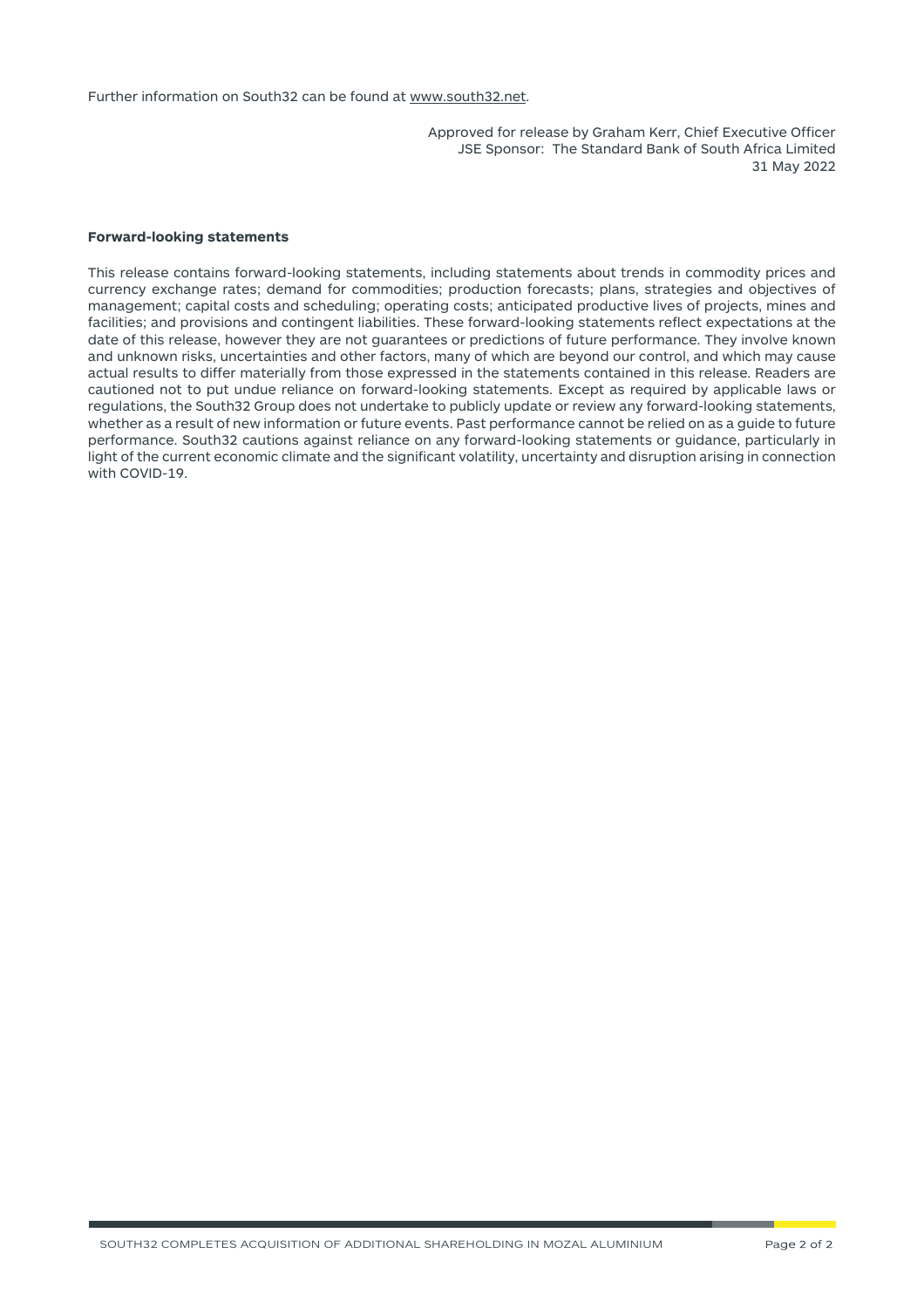Further information on South32 can be found at www.south32.net.

Approved for release by Graham Kerr, Chief Executive Officer
JSE Sponsor: The Standard Bank of South Africa Limited
31 May 2022

**Forward-looking statements**

This release contains forward-looking statements, including statements about trends in commodity prices and currency exchange rates; demand for commodities; production forecasts; plans, strategies and objectives of management; capital costs and scheduling; operating costs; anticipated productive lives of projects, mines and facilities; and provisions and contingent liabilities. These forward-looking statements reflect expectations at the date of this release, however they are not guarantees or predictions of future performance. They involve known and unknown risks, uncertainties and other factors, many of which are beyond our control, and which may cause actual results to differ materially from those expressed in the statements contained in this release. Readers are cautioned not to put undue reliance on forward-looking statements. Except as required by applicable laws or regulations, the South32 Group does not undertake to publicly update or review any forward-looking statements, whether as a result of new information or future events. Past performance cannot be relied on as a guide to future performance. South32 cautions against reliance on any forward-looking statements or guidance, particularly in light of the current economic climate and the significant volatility, uncertainty and disruption arising in connection with COVID-19.